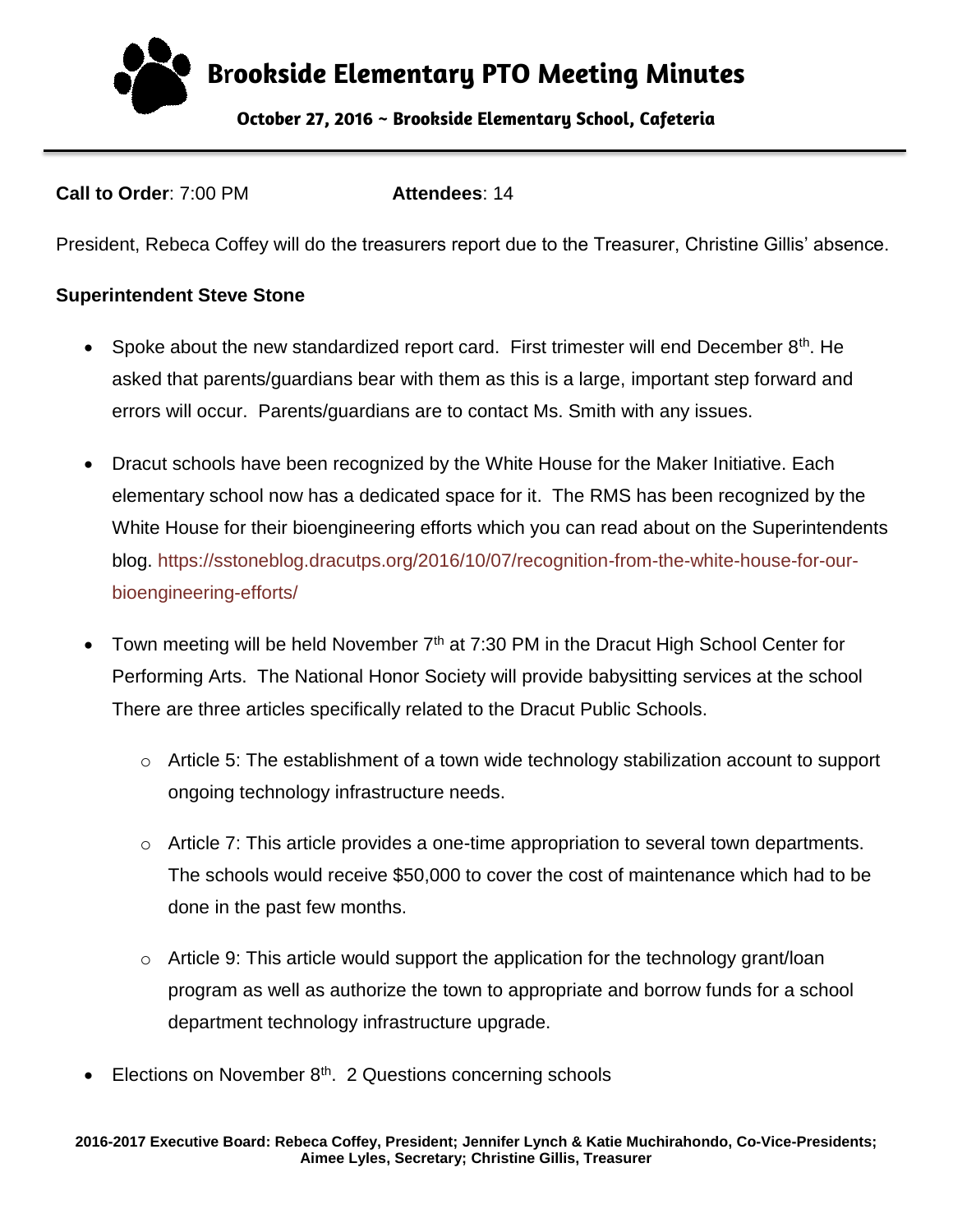# Brookside Elementary PTO Meeting Minutes

**October 27, 2016 ~ Brookside Elementary School, Cafeteria**

**Call to Order**: 7:00 PM **Attendees**: 14

President, Rebeca Coffey will do the treasurers report due to the Treasurer, Christine Gillis' absence.

**Superintendent Steve Stone**

- Spoke about the new standardized report card. First trimester will end December 8th. He asked that parents/guardians bear with them as this is a large, important step forward and errors will occur. Parents/guardians are to contact Ms. Smith with any issues.
- Dracut schools have been recognized by the White House for the Maker Initiative. Each elementary school now has a dedicated space for it. The RMS has been recognized by the White House for their bioengineering efforts which you can read about on the Superintendents blog. https://sstoneblog.dracutps.org/2016/10/07/recognition-from-the-white-house-for-our-bioengineering-efforts/
- Town meeting will be held November 7th at 7:30 PM in the Dracut High School Center for Performing Arts. The National Honor Society will provide babysitting services at the school There are three articles specifically related to the Dracut Public Schools.
  - Article 5: The establishment of a town wide technology stabilization account to support ongoing technology infrastructure needs.
  - Article 7: This article provides a one-time appropriation to several town departments. The schools would receive $50,000 to cover the cost of maintenance which had to be done in the past few months.
  - Article 9: This article would support the application for the technology grant/loan program as well as authorize the town to appropriate and borrow funds for a school department technology infrastructure upgrade.
- Elections on November 8th. 2 Questions concerning schools

**2016-2017 Executive Board: Rebeca Coffey, President; Jennifer Lynch & Katie Muchirahondo, Co-Vice-Presidents; Aimee Lyles, Secretary; Christine Gillis, Treasurer**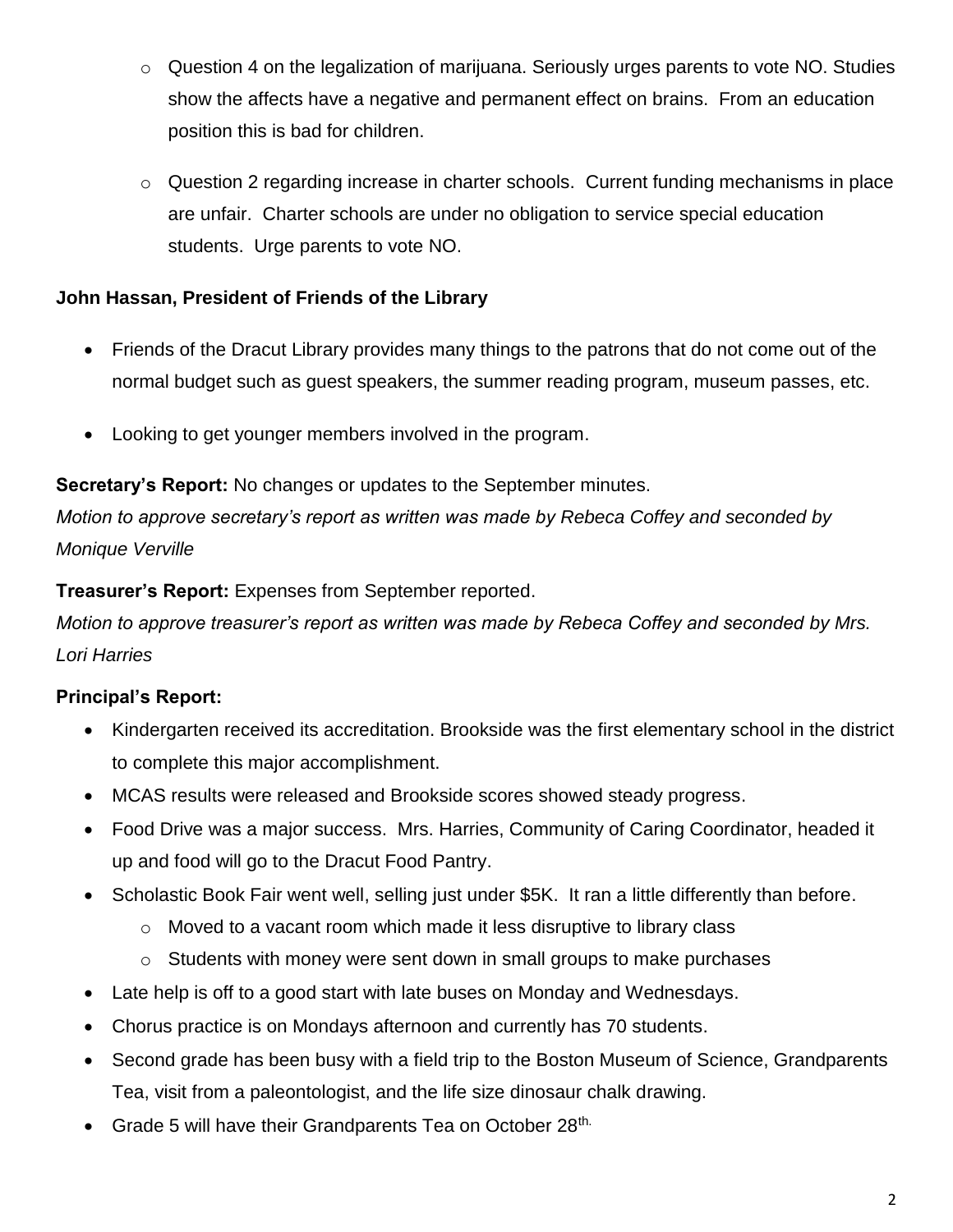- Question 4 on the legalization of marijuana. Seriously urges parents to vote NO. Studies show the affects have a negative and permanent effect on brains. From an education position this is bad for children.

  - Question 2 regarding increase in charter schools. Current funding mechanisms in place are unfair. Charter schools are under no obligation to service special education students. Urge parents to vote NO.

**John Hassan, President of Friends of the Library**

- Friends of the Dracut Library provides many things to the patrons that do not come out of the normal budget such as guest speakers, the summer reading program, museum passes, etc.

- Looking to get younger members involved in the program.

**Secretary's Report:** No changes or updates to the September minutes.

*Motion to approve secretary's report as written was made by Rebeca Coffey and seconded by Monique Verville*

**Treasurer's Report:** Expenses from September reported.

*Motion to approve treasurer's report as written was made by Rebeca Coffey and seconded by Mrs. Lori Harries*

**Principal's Report:**

- Kindergarten received its accreditation. Brookside was the first elementary school in the district to complete this major accomplishment.
- MCAS results were released and Brookside scores showed steady progress.
- Food Drive was a major success. Mrs. Harries, Community of Caring Coordinator, headed it up and food will go to the Dracut Food Pantry.
- Scholastic Book Fair went well, selling just under $5K. It ran a little differently than before.
  - Moved to a vacant room which made it less disruptive to library class
  - Students with money were sent down in small groups to make purchases
- Late help is off to a good start with late buses on Monday and Wednesdays.
- Chorus practice is on Mondays afternoon and currently has 70 students.
- Second grade has been busy with a field trip to the Boston Museum of Science, Grandparents Tea, visit from a paleontologist, and the life size dinosaur chalk drawing.
- Grade 5 will have their Grandparents Tea on October 28th.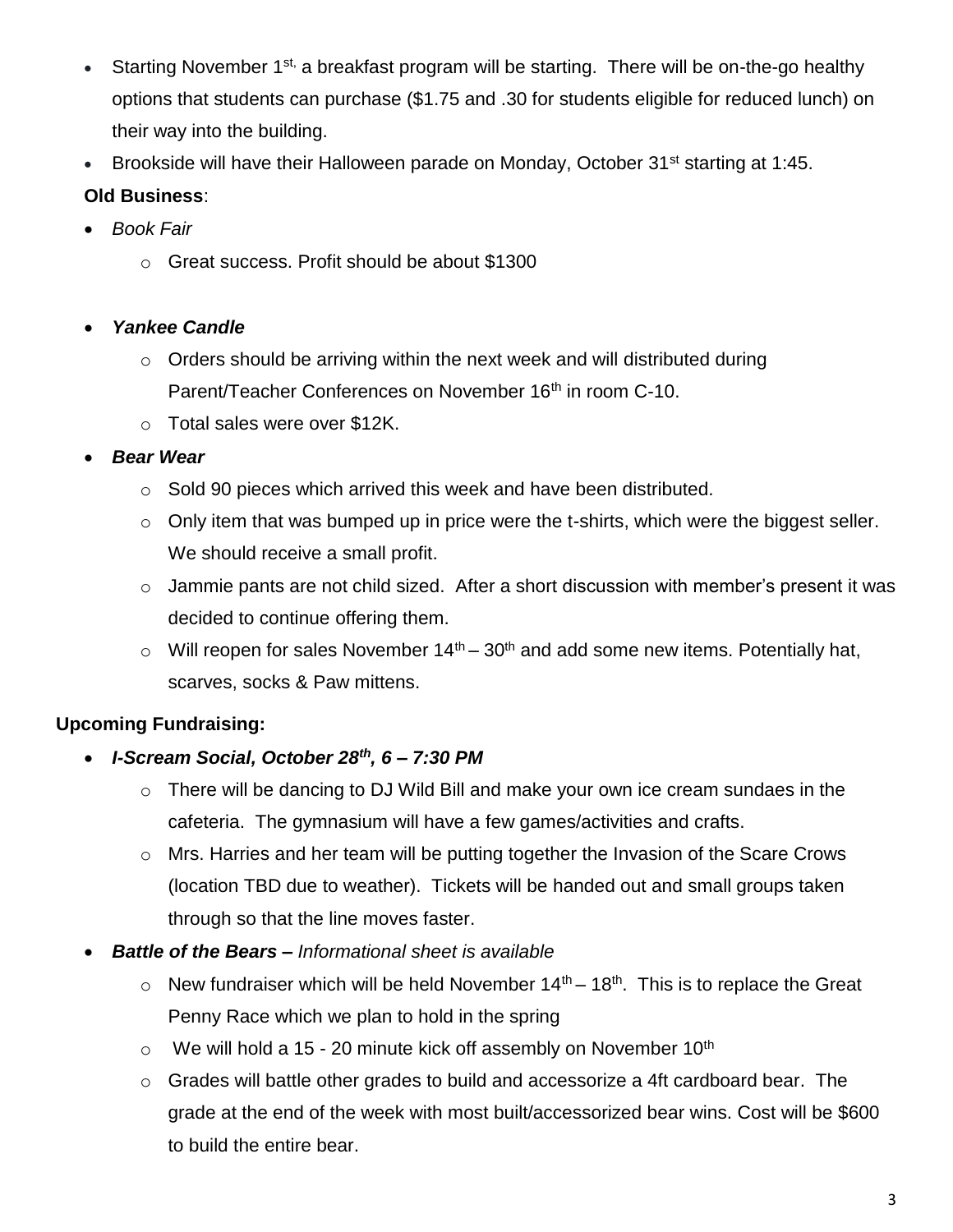- Starting November 1st, a breakfast program will be starting. There will be on-the-go healthy options that students can purchase ($1.75 and .30 for students eligible for reduced lunch) on their way into the building.
- Brookside will have their Halloween parade on Monday, October 31st starting at 1:45.

**Old Business**:

- *Book Fair*
  - Great success. Profit should be about $1300

- ***Yankee Candle***
  - Orders should be arriving within the next week and will distributed during Parent/Teacher Conferences on November 16th in room C-10.
  - Total sales were over $12K.
- ***Bear Wear***
  - Sold 90 pieces which arrived this week and have been distributed.
  - Only item that was bumped up in price were the t-shirts, which were the biggest seller. We should receive a small profit.
  - Jammie pants are not child sized. After a short discussion with member's present it was decided to continue offering them.
  - Will reopen for sales November 14th – 30th and add some new items. Potentially hat, scarves, socks & Paw mittens.

**Upcoming Fundraising:**

- ***I-Scream Social, October 28th, 6 – 7:30 PM***
  - There will be dancing to DJ Wild Bill and make your own ice cream sundaes in the cafeteria. The gymnasium will have a few games/activities and crafts.
  - Mrs. Harries and her team will be putting together the Invasion of the Scare Crows (location TBD due to weather). Tickets will be handed out and small groups taken through so that the line moves faster.
- ***Battle of the Bears –*** *Informational sheet is available*
  - New fundraiser which will be held November 14th – 18th. This is to replace the Great Penny Race which we plan to hold in the spring
  - We will hold a 15 - 20 minute kick off assembly on November 10th
  - Grades will battle other grades to build and accessorize a 4ft cardboard bear. The grade at the end of the week with most built/accessorized bear wins. Cost will be $600 to build the entire bear.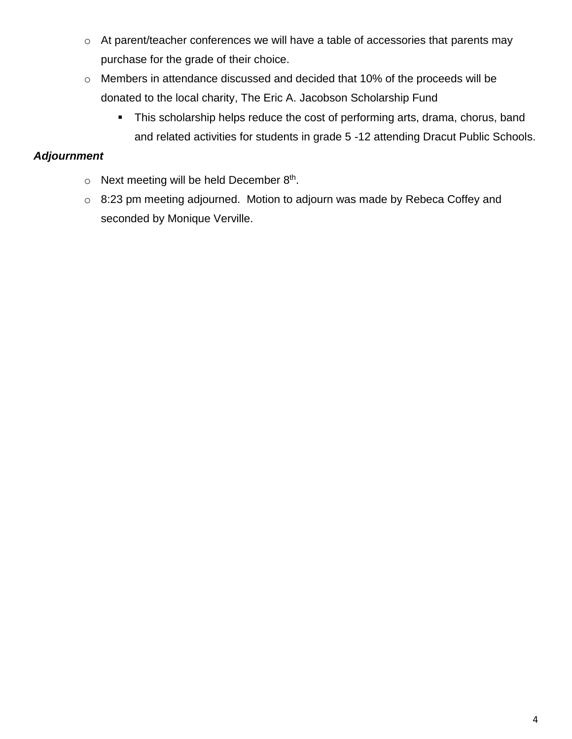- At parent/teacher conferences we will have a table of accessories that parents may purchase for the grade of their choice.
- Members in attendance discussed and decided that 10% of the proceeds will be donated to the local charity, The Eric A. Jacobson Scholarship Fund
  - This scholarship helps reduce the cost of performing arts, drama, chorus, band and related activities for students in grade 5 -12 attending Dracut Public Schools.

***Adjournment***

- Next meeting will be held December 8th.
- 8:23 pm meeting adjourned. Motion to adjourn was made by Rebeca Coffey and seconded by Monique Verville.